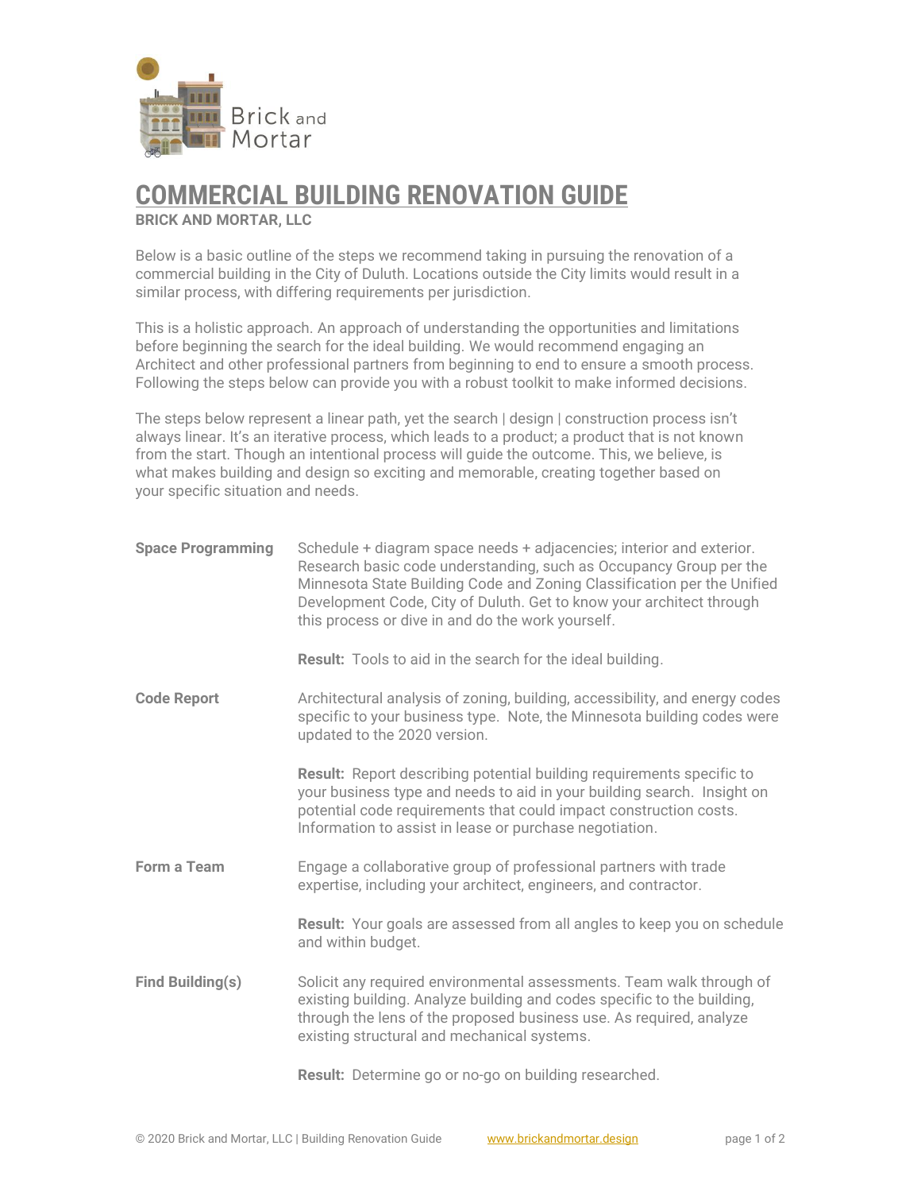Brick and Mortar

# COMMERCIAL BUILDING RENOVATION GUIDE

**BRICK AND MORTAR, LLC**

Below is a basic outline of the steps we recommend taking in pursuing the renovation of a commercial building in the City of Duluth. Locations outside the City limits would result in a similar process, with differing requirements per jurisdiction.

This is a holistic approach. An approach of understanding the opportunities and limitations before beginning the search for the ideal building. We would recommend engaging an Architect and other professional partners from beginning to end to ensure a smooth process. Following the steps below can provide you with a robust toolkit to make informed decisions.

The steps below represent a linear path, yet the search | design | construction process isn't always linear. It's an iterative process, which leads to a product; a product that is not known from the start. Though an intentional process will guide the outcome. This, we believe, is what makes building and design so exciting and memorable, creating together based on your specific situation and needs.

**Space Programming**

Schedule + diagram space needs + adjacencies; interior and exterior. Research basic code understanding, such as Occupancy Group per the Minnesota State Building Code and Zoning Classification per the Unified Development Code, City of Duluth. Get to know your architect through this process or dive in and do the work yourself.

**Result:** Tools to aid in the search for the ideal building.

**Code Report**

Architectural analysis of zoning, building, accessibility, and energy codes specific to your business type. Note, the Minnesota building codes were updated to the 2020 version.

**Result:** Report describing potential building requirements specific to your business type and needs to aid in your building search. Insight on potential code requirements that could impact construction costs. Information to assist in lease or purchase negotiation.

**Form a Team**

Engage a collaborative group of professional partners with trade expertise, including your architect, engineers, and contractor.

**Result:** Your goals are assessed from all angles to keep you on schedule and within budget.

**Find Building(s)**

Solicit any required environmental assessments. Team walk through of existing building. Analyze building and codes specific to the building, through the lens of the proposed business use. As required, analyze existing structural and mechanical systems.

**Result:** Determine go or no-go on building researched.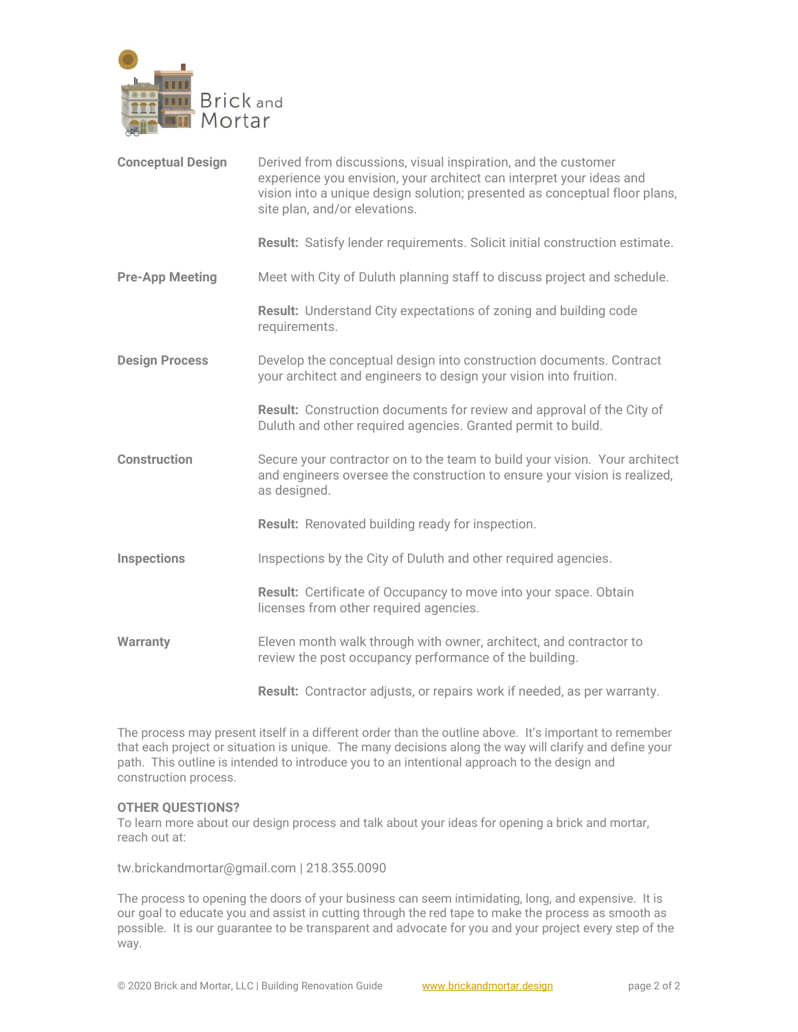Brick and Mortar

| | |
|---|---|
| **Conceptual Design** | Derived from discussions, visual inspiration, and the customer experience you envision, your architect can interpret your ideas and vision into a unique design solution; presented as conceptual floor plans, site plan, and/or elevations. |
| | **Result:** Satisfy lender requirements. Solicit initial construction estimate. |
| **Pre-App Meeting** | Meet with City of Duluth planning staff to discuss project and schedule. |
| | **Result:** Understand City expectations of zoning and building code requirements. |
| **Design Process** | Develop the conceptual design into construction documents. Contract your architect and engineers to design your vision into fruition. |
| | **Result:** Construction documents for review and approval of the City of Duluth and other required agencies. Granted permit to build. |
| **Construction** | Secure your contractor on to the team to build your vision. Your architect and engineers oversee the construction to ensure your vision is realized, as designed. |
| | **Result:** Renovated building ready for inspection. |
| **Inspections** | Inspections by the City of Duluth and other required agencies. |
| | **Result:** Certificate of Occupancy to move into your space. Obtain licenses from other required agencies. |
| **Warranty** | Eleven month walk through with owner, architect, and contractor to review the post occupancy performance of the building. |
| | **Result:** Contractor adjusts, or repairs work if needed, as per warranty. |

The process may present itself in a different order than the outline above. It's important to remember that each project or situation is unique. The many decisions along the way will clarify and define your path. This outline is intended to introduce you to an intentional approach to the design and construction process.

**OTHER QUESTIONS?**
To learn more about our design process and talk about your ideas for opening a brick and mortar, reach out at:

tw.brickandmortar@gmail.com | 218.355.0090

The process to opening the doors of your business can seem intimidating, long, and expensive. It is our goal to educate you and assist in cutting through the red tape to make the process as smooth as possible. It is our guarantee to be transparent and advocate for you and your project every step of the way.

© 2020 Brick and Mortar, LLC | Building Renovation Guide www.brickandmortar.design